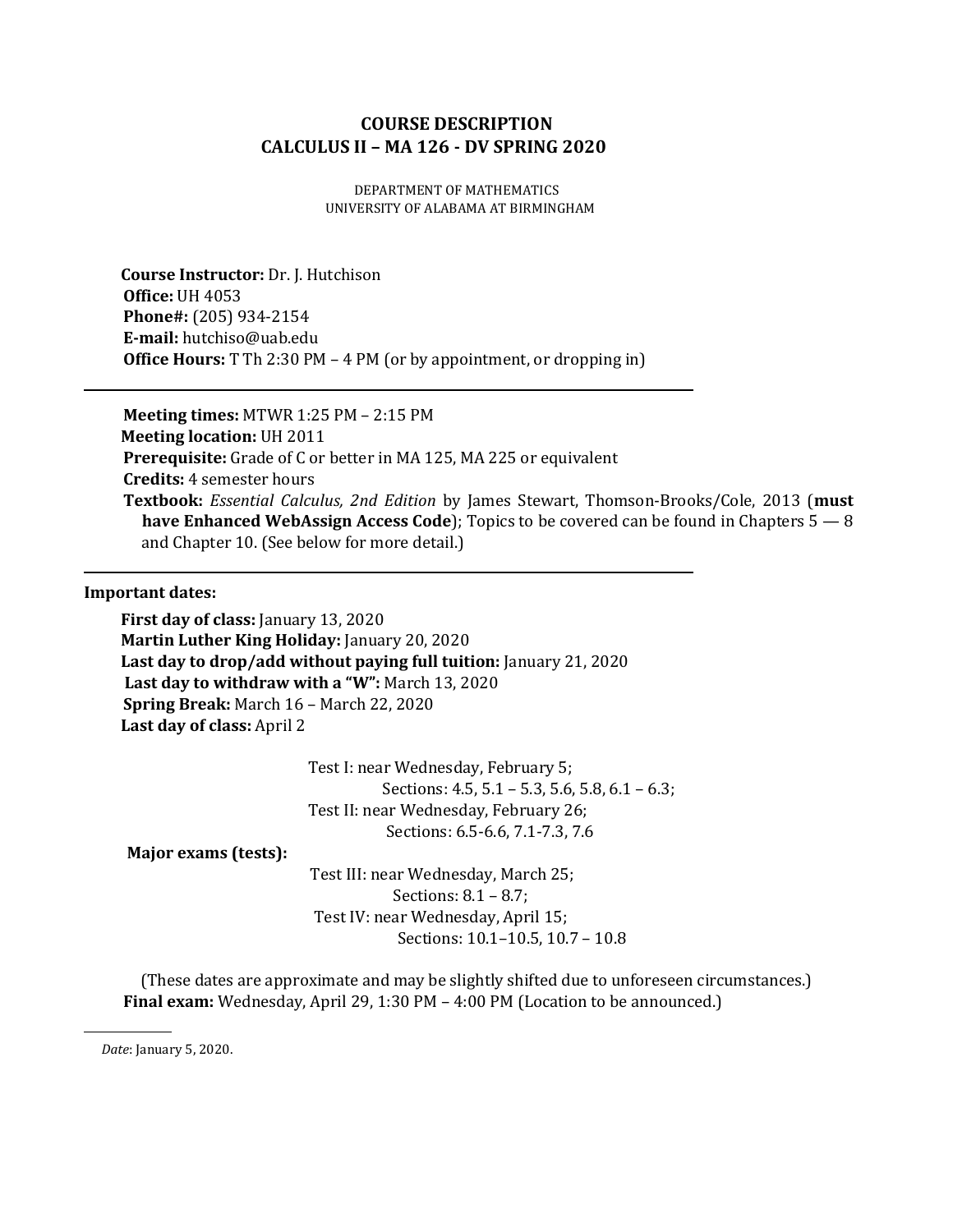# COURSE DESCRIPTION
# CALCULUS II – MA 126 - DV SPRING 2020

DEPARTMENT OF MATHEMATICS
UNIVERSITY OF ALABAMA AT BIRMINGHAM

**Course Instructor:** Dr. J. Hutchison
**Office:** UH 4053
**Phone#:** (205) 934-2154
**E-mail:** hutchiso@uab.edu
**Office Hours:** T Th 2:30 PM – 4 PM (or by appointment, or dropping in)

---

**Meeting times:** MTWR 1:25 PM – 2:15 PM
**Meeting location:** UH 2011
**Prerequisite:** Grade of C or better in MA 125, MA 225 or equivalent
**Credits:** 4 semester hours
**Textbook:** *Essential Calculus, 2nd Edition* by James Stewart, Thomson-Brooks/Cole, 2013 (**must have Enhanced WebAssign Access Code**); Topics to be covered can be found in Chapters 5 — 8 and Chapter 10. (See below for more detail.)

---

**Important dates:**

**First day of class:** January 13, 2020
**Martin Luther King Holiday:** January 20, 2020
**Last day to drop/add without paying full tuition:** January 21, 2020
**Last day to withdraw with a "W":** March 13, 2020
**Spring Break:** March 16 – March 22, 2020
**Last day of class:** April 2

**Major exams (tests):**

Test I: near Wednesday, February 5;
Sections: 4.5, 5.1 – 5.3, 5.6, 5.8, 6.1 – 6.3;
Test II: near Wednesday, February 26;
Sections: 6.5-6.6, 7.1-7.3, 7.6
Test III: near Wednesday, March 25;
Sections: 8.1 – 8.7;
Test IV: near Wednesday, April 15;
Sections: 10.1–10.5, 10.7 – 10.8

(These dates are approximate and may be slightly shifted due to unforeseen circumstances.)
**Final exam:** Wednesday, April 29, 1:30 PM – 4:00 PM (Location to be announced.)

---

*Date*: January 5, 2020.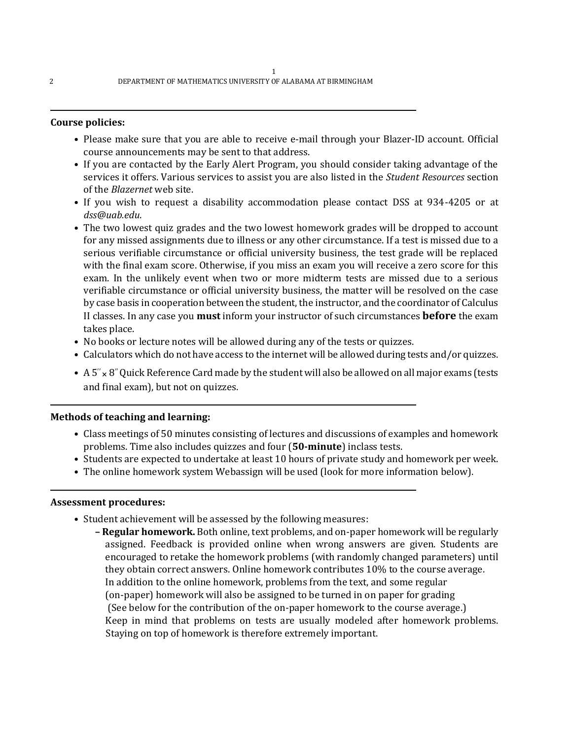**Course policies:**

- Please make sure that you are able to receive e-mail through your Blazer-ID account. Official course announcements may be sent to that address.
- If you are contacted by the Early Alert Program, you should consider taking advantage of the services it offers. Various services to assist you are also listed in the *Student Resources* section of the *Blazernet* web site.
- If you wish to request a disability accommodation please contact DSS at 934-4205 or at *dss@uab.edu*.
- The two lowest quiz grades and the two lowest homework grades will be dropped to account for any missed assignments due to illness or any other circumstance. If a test is missed due to a serious verifiable circumstance or official university business, the test grade will be replaced with the final exam score. Otherwise, if you miss an exam you will receive a zero score for this exam. In the unlikely event when two or more midterm tests are missed due to a serious verifiable circumstance or official university business, the matter will be resolved on the case by case basis in cooperation between the student, the instructor, and the coordinator of Calculus II classes. In any case you **must** inform your instructor of such circumstances **before** the exam takes place.
- No books or lecture notes will be allowed during any of the tests or quizzes.
- Calculators which do not have access to the internet will be allowed during tests and/or quizzes.
- A 5′′ × 8′′ Quick Reference Card made by the student will also be allowed on all major exams (tests and final exam), but not on quizzes.

**Methods of teaching and learning:**

- Class meetings of 50 minutes consisting of lectures and discussions of examples and homework problems. Time also includes quizzes and four (**50-minute**) inclass tests.
- Students are expected to undertake at least 10 hours of private study and homework per week.
- The online homework system Webassign will be used (look for more information below).

**Assessment procedures:**

- Student achievement will be assessed by the following measures:
  - **Regular homework.** Both online, text problems, and on-paper homework will be regularly assigned. Feedback is provided online when wrong answers are given. Students are encouraged to retake the homework problems (with randomly changed parameters) until they obtain correct answers. Online homework contributes 10% to the course average. In addition to the online homework, problems from the text, and some regular (on-paper) homework will also be assigned to be turned in on paper for grading (See below for the contribution of the on-paper homework to the course average.) Keep in mind that problems on tests are usually modeled after homework problems. Staying on top of homework is therefore extremely important.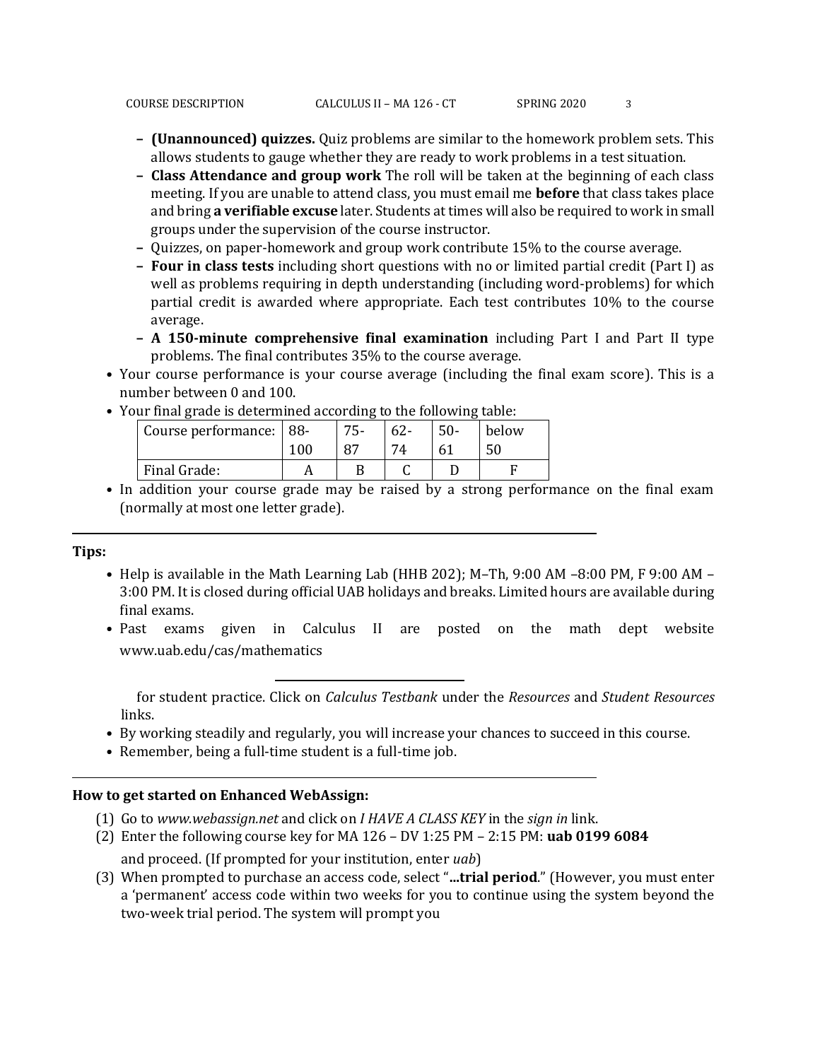- **(Unannounced) quizzes.** Quiz problems are similar to the homework problem sets. This allows students to gauge whether they are ready to work problems in a test situation.
  - **Class Attendance and group work** The roll will be taken at the beginning of each class meeting. If you are unable to attend class, you must email me **before** that class takes place and bring **a verifiable excuse** later. Students at times will also be required to work in small groups under the supervision of the course instructor.
  - Quizzes, on paper-homework and group work contribute 15% to the course average.
  - **Four in class tests** including short questions with no or limited partial credit (Part I) as well as problems requiring in depth understanding (including word-problems) for which partial credit is awarded where appropriate. Each test contributes 10% to the course average.
  - **A 150-minute comprehensive final examination** including Part I and Part II type problems. The final contributes 35% to the course average.
- Your course performance is your course average (including the final exam score). This is a number between 0 and 100.
- Your final grade is determined according to the following table:

| Course performance: | 88-100 | 75-87 | 62-74 | 50-61 | below 50 |
|---|---|---|---|---|---|
| Final Grade: | A | B | C | D | F |

- In addition your course grade may be raised by a strong performance on the final exam (normally at most one letter grade).

---

**Tips:**

- Help is available in the Math Learning Lab (HHB 202); M–Th, 9:00 AM –8:00 PM, F 9:00 AM – 3:00 PM. It is closed during official UAB holidays and breaks. Limited hours are available during final exams.
- Past exams given in Calculus II are posted on the math dept website www.uab.edu/cas/mathematics

  for student practice. Click on *Calculus Testbank* under the *Resources* and *Student Resources* links.
- By working steadily and regularly, you will increase your chances to succeed in this course.
- Remember, being a full-time student is a full-time job.

---

**How to get started on Enhanced WebAssign:**

(1) Go to *www.webassign.net* and click on *I HAVE A CLASS KEY* in the *sign in* link.

(2) Enter the following course key for MA 126 – DV 1:25 PM – 2:15 PM: **uab 0199 6084** and proceed. (If prompted for your institution, enter *uab*)

(3) When prompted to purchase an access code, select "**...trial period**." (However, you must enter a 'permanent' access code within two weeks for you to continue using the system beyond the two-week trial period. The system will prompt you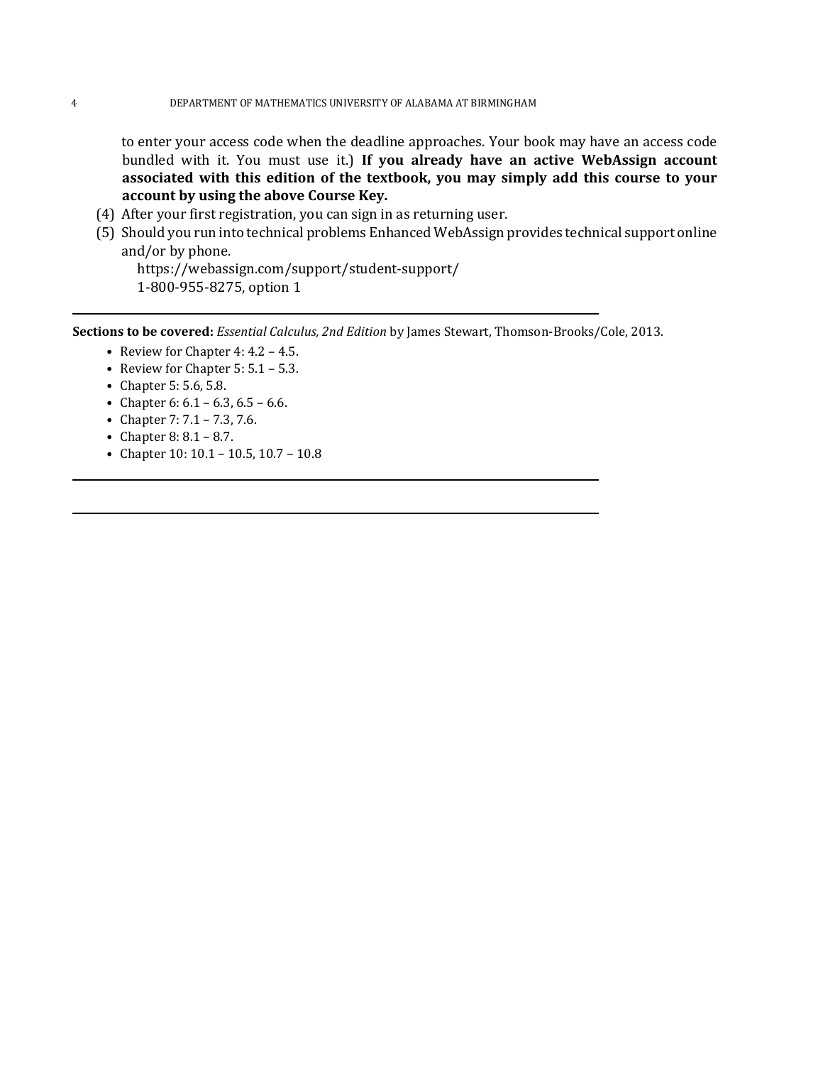to enter your access code when the deadline approaches. Your book may have an access code bundled with it. You must use it.) **If you already have an active WebAssign account associated with this edition of the textbook, you may simply add this course to your account by using the above Course Key.**

(4) After your first registration, you can sign in as returning user.

(5) Should you run into technical problems Enhanced WebAssign provides technical support online and/or by phone.
https://webassign.com/support/student-support/
1-800-955-8275, option 1

---

**Sections to be covered:** *Essential Calculus, 2nd Edition* by James Stewart, Thomson-Brooks/Cole, 2013.

- Review for Chapter 4: 4.2 – 4.5.
- Review for Chapter 5: 5.1 – 5.3.
- Chapter 5: 5.6, 5.8.
- Chapter 6: 6.1 – 6.3, 6.5 – 6.6.
- Chapter 7: 7.1 – 7.3, 7.6.
- Chapter 8: 8.1 – 8.7.
- Chapter 10: 10.1 – 10.5, 10.7 – 10.8

---

---